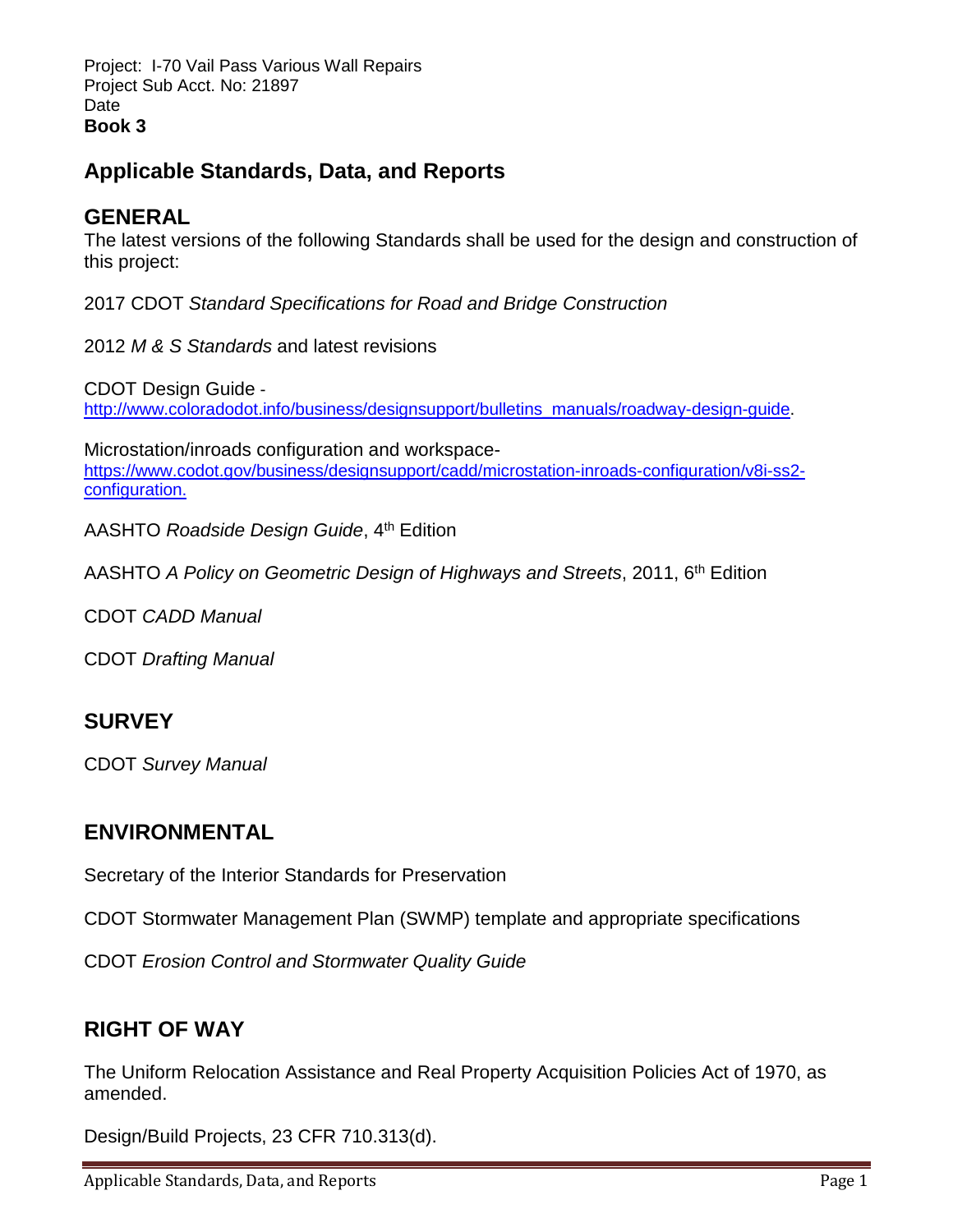Project: I-70 Vail Pass Various Wall Repairs
Project Sub Acct. No: 21897
Date
**Book 3**

# Applicable Standards, Data, and Reports

## GENERAL

The latest versions of the following Standards shall be used for the design and construction of this project:

2017 CDOT *Standard Specifications for Road and Bridge Construction*

2012 *M & S Standards* and latest revisions

CDOT Design Guide - [http://www.coloradodot.info/business/designsupport/bulletins_manuals/roadway-design-guide](http://www.coloradodot.info/business/designsupport/bulletins_manuals/roadway-design-guide).

Microstation/inroads configuration and workspace- [https://www.codot.gov/business/designsupport/cadd/microstation-inroads-configuration/v8i-ss2-configuration.](https://www.codot.gov/business/designsupport/cadd/microstation-inroads-configuration/v8i-ss2-configuration)

AASHTO *Roadside Design Guide*, 4th Edition

AASHTO *A Policy on Geometric Design of Highways and Streets*, 2011, 6th Edition

CDOT *CADD Manual*

CDOT *Drafting Manual*

## SURVEY

CDOT *Survey Manual*

## ENVIRONMENTAL

Secretary of the Interior Standards for Preservation

CDOT Stormwater Management Plan (SWMP) template and appropriate specifications

CDOT *Erosion Control and Stormwater Quality Guide*

## RIGHT OF WAY

The Uniform Relocation Assistance and Real Property Acquisition Policies Act of 1970, as amended.

Design/Build Projects, 23 CFR 710.313(d).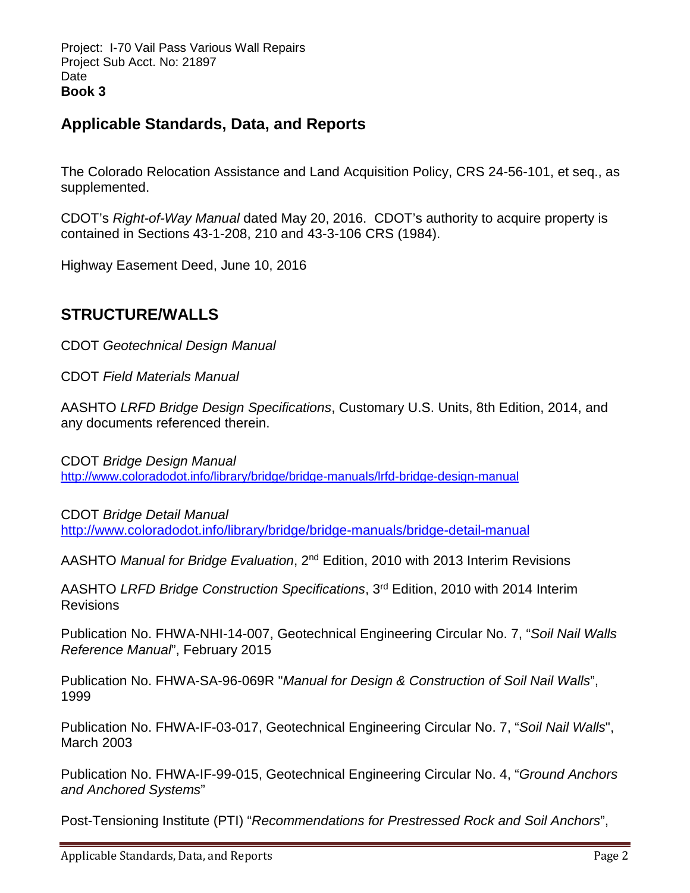Project: I-70 Vail Pass Various Wall Repairs
Project Sub Acct. No: 21897
Date
**Book 3**

## Applicable Standards, Data, and Reports

The Colorado Relocation Assistance and Land Acquisition Policy, CRS 24-56-101, et seq., as supplemented.

CDOT's *Right-of-Way Manual* dated May 20, 2016. CDOT's authority to acquire property is contained in Sections 43-1-208, 210 and 43-3-106 CRS (1984).

Highway Easement Deed, June 10, 2016

## STRUCTURE/WALLS

CDOT *Geotechnical Design Manual*

CDOT *Field Materials Manual*

AASHTO *LRFD Bridge Design Specifications*, Customary U.S. Units, 8th Edition, 2014, and any documents referenced therein.

CDOT *Bridge Design Manual*
http://www.coloradodot.info/library/bridge/bridge-manuals/lrfd-bridge-design-manual

CDOT *Bridge Detail Manual*
http://www.coloradodot.info/library/bridge/bridge-manuals/bridge-detail-manual

AASHTO *Manual for Bridge Evaluation*, 2nd Edition, 2010 with 2013 Interim Revisions

AASHTO *LRFD Bridge Construction Specifications*, 3rd Edition, 2010 with 2014 Interim Revisions

Publication No. FHWA-NHI-14-007, Geotechnical Engineering Circular No. 7, "*Soil Nail Walls Reference Manual*", February 2015

Publication No. FHWA-SA-96-069R "*Manual for Design & Construction of Soil Nail Walls*", 1999

Publication No. FHWA-IF-03-017, Geotechnical Engineering Circular No. 7, "*Soil Nail Walls*", March 2003

Publication No. FHWA-IF-99-015, Geotechnical Engineering Circular No. 4, "*Ground Anchors and Anchored Systems*"

Post-Tensioning Institute (PTI) "*Recommendations for Prestressed Rock and Soil Anchors*",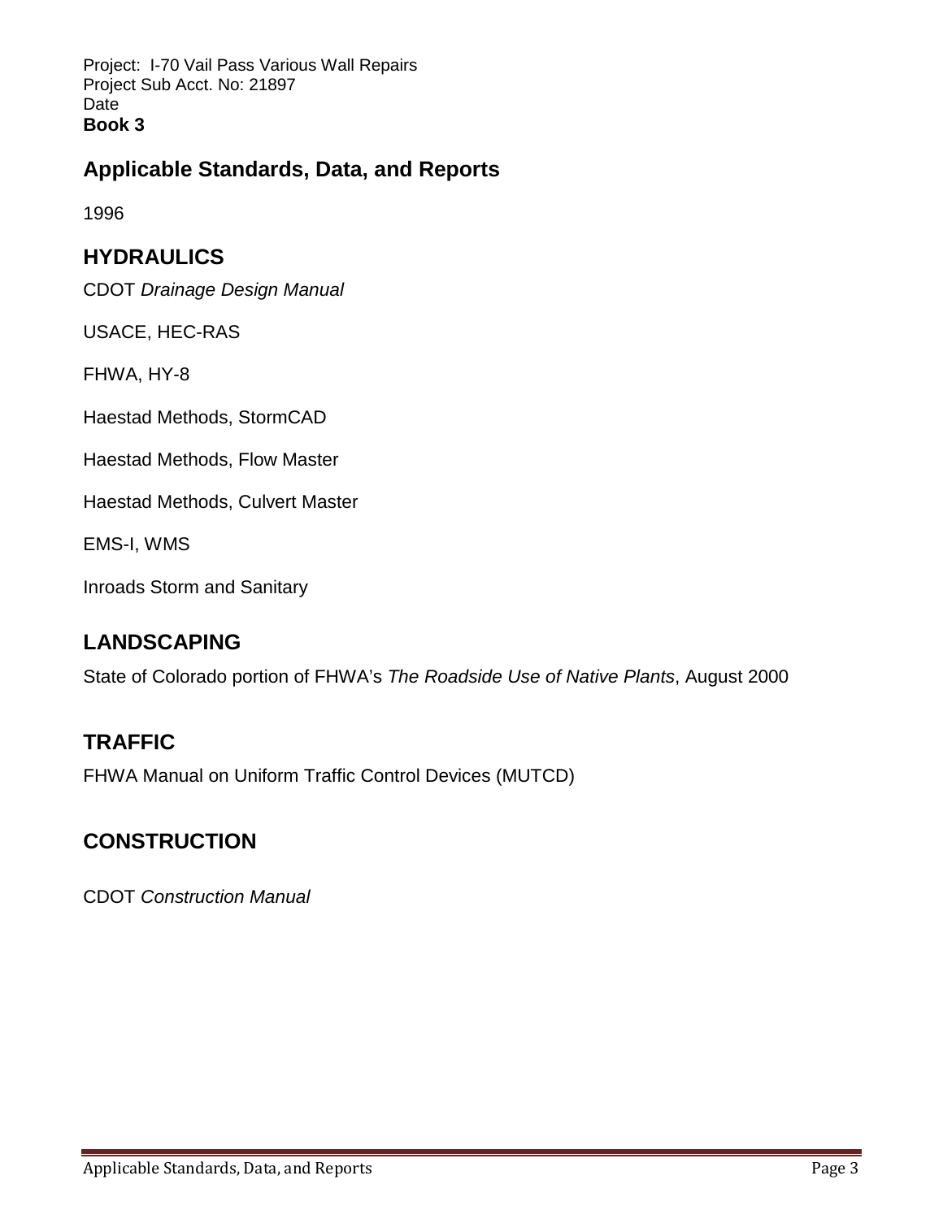Project: I-70 Vail Pass Various Wall Repairs
Project Sub Acct. No: 21897
Date
**Book 3**

## Applicable Standards, Data, and Reports

1996

## HYDRAULICS

CDOT *Drainage Design Manual*

USACE, HEC-RAS

FHWA, HY-8

Haestad Methods, StormCAD

Haestad Methods, Flow Master

Haestad Methods, Culvert Master

EMS-I, WMS

Inroads Storm and Sanitary

## LANDSCAPING

State of Colorado portion of FHWA's *The Roadside Use of Native Plants*, August 2000

## TRAFFIC

FHWA Manual on Uniform Traffic Control Devices (MUTCD)

## CONSTRUCTION

CDOT *Construction Manual*